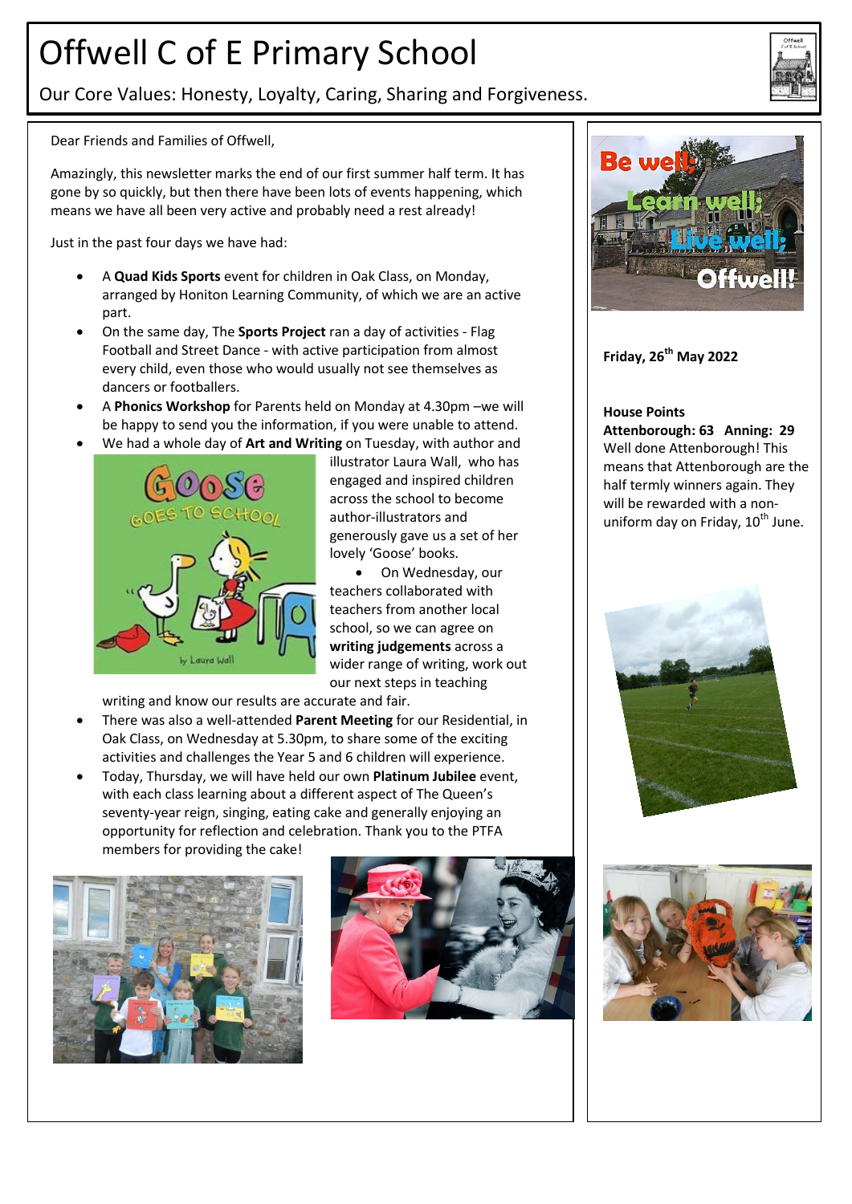# Offwell C of E Primary School

Our Core Values: Honesty, Loyalty, Caring, Sharing and Forgiveness.

Dear Friends and Families of Offwell,

Amazingly, this newsletter marks the end of our first summer half term. It has gone by so quickly, but then there have been lots of events happening, which means we have all been very active and probably need a rest already!

Just in the past four days we have had:

- A **Quad Kids Sports** event for children in Oak Class, on Monday, arranged by Honiton Learning Community, of which we are an active part.
- On the same day, The **Sports Project** ran a day of activities - Flag Football and Street Dance - with active participation from almost every child, even those who would usually not see themselves as dancers or footballers.
- A **Phonics Workshop** for Parents held on Monday at 4.30pm –we will be happy to send you the information, if you were unable to attend.
- We had a whole day of **Art and Writing** on Tuesday, with author and illustrator Laura Wall, who has engaged and inspired children across the school to become author-illustrators and generously gave us a set of her lovely 'Goose' books.
- On Wednesday, our teachers collaborated with teachers from another local school, so we can agree on **writing judgements** across a wider range of writing, work out our next steps in teaching writing and know our results are accurate and fair.
- There was also a well-attended **Parent Meeting** for our Residential, in Oak Class, on Wednesday at 5.30pm, to share some of the exciting activities and challenges the Year 5 and 6 children will experience.
- Today, Thursday, we will have held our own **Platinum Jubilee** event, with each class learning about a different aspect of The Queen's seventy-year reign, singing, eating cake and generally enjoying an opportunity for reflection and celebration. Thank you to the PTFA members for providing the cake!

Be well; Learn well; Live well; Offwell!

**Friday, 26th May 2022**

**House Points**

**Attenborough: 63 Anning: 29**

Well done Attenborough! This means that Attenborough are the half termly winners again. They will be rewarded with a non-uniform day on Friday, 10th June.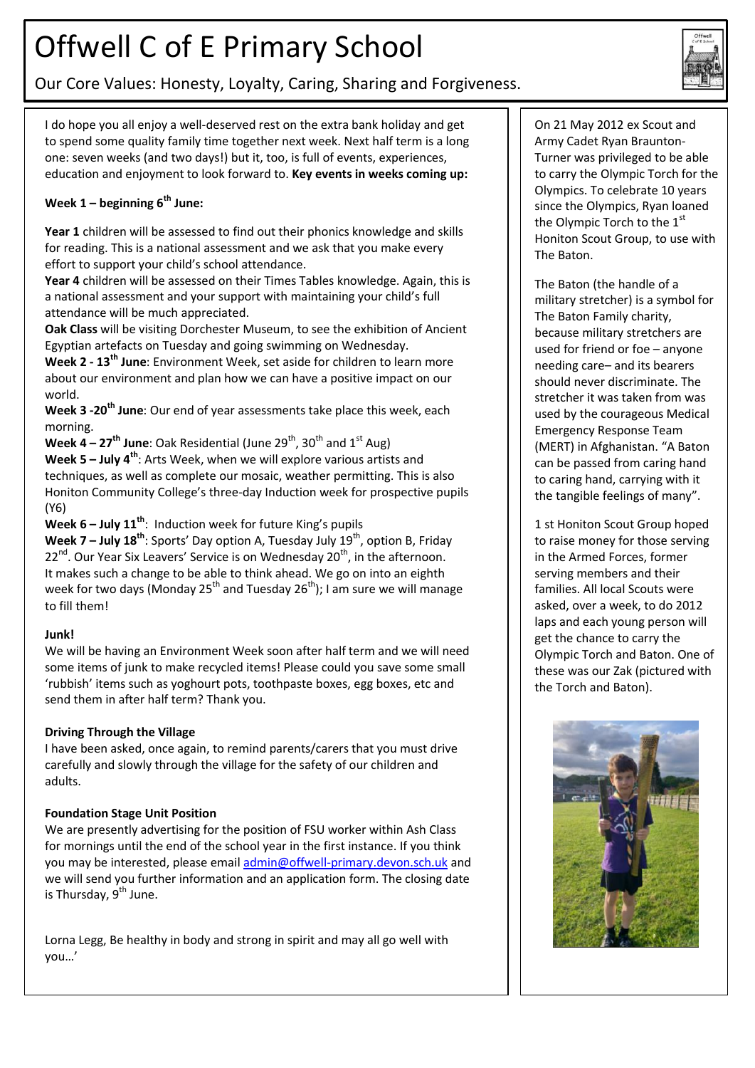# Offwell C of E Primary School

Our Core Values: Honesty, Loyalty, Caring, Sharing and Forgiveness.

I do hope you all enjoy a well-deserved rest on the extra bank holiday and get to spend some quality family time together next week. Next half term is a long one: seven weeks (and two days!) but it, too, is full of events, experiences, education and enjoyment to look forward to. **Key events in weeks coming up:**

**Week 1 – beginning 6th June:**

**Year 1** children will be assessed to find out their phonics knowledge and skills for reading. This is a national assessment and we ask that you make every effort to support your child's school attendance.

**Year 4** children will be assessed on their Times Tables knowledge. Again, this is a national assessment and your support with maintaining your child's full attendance will be much appreciated.

**Oak Class** will be visiting Dorchester Museum, to see the exhibition of Ancient Egyptian artefacts on Tuesday and going swimming on Wednesday.

**Week 2 - 13th June**: Environment Week, set aside for children to learn more about our environment and plan how we can have a positive impact on our world.

**Week 3 -20th June**: Our end of year assessments take place this week, each morning.

**Week 4 – 27th June**: Oak Residential (June 29th, 30th and 1st Aug)

**Week 5 – July 4th**: Arts Week, when we will explore various artists and techniques, as well as complete our mosaic, weather permitting. This is also Honiton Community College's three-day Induction week for prospective pupils (Y6)

**Week 6 – July 11th**: Induction week for future King's pupils

**Week 7 – July 18th**: Sports' Day option A, Tuesday July 19th, option B, Friday 22nd. Our Year Six Leavers' Service is on Wednesday 20th, in the afternoon. It makes such a change to be able to think ahead. We go on into an eighth week for two days (Monday 25th and Tuesday 26th); I am sure we will manage to fill them!

**Junk!**

We will be having an Environment Week soon after half term and we will need some items of junk to make recycled items! Please could you save some small 'rubbish' items such as yoghourt pots, toothpaste boxes, egg boxes, etc and send them in after half term? Thank you.

**Driving Through the Village**

I have been asked, once again, to remind parents/carers that you must drive carefully and slowly through the village for the safety of our children and adults.

**Foundation Stage Unit Position**

We are presently advertising for the position of FSU worker within Ash Class for mornings until the end of the school year in the first instance. If you think you may be interested, please email admin@offwell-primary.devon.sch.uk and we will send you further information and an application form. The closing date is Thursday, 9th June.

Lorna Legg, Be healthy in body and strong in spirit and may all go well with you…'

On 21 May 2012 ex Scout and Army Cadet Ryan Braunton-Turner was privileged to be able to carry the Olympic Torch for the Olympics. To celebrate 10 years since the Olympics, Ryan loaned the Olympic Torch to the 1st Honiton Scout Group, to use with The Baton.

The Baton (the handle of a military stretcher) is a symbol for The Baton Family charity, because military stretchers are used for friend or foe – anyone needing care– and its bearers should never discriminate. The stretcher it was taken from was used by the courageous Medical Emergency Response Team (MERT) in Afghanistan. "A Baton can be passed from caring hand to caring hand, carrying with it the tangible feelings of many".

1 st Honiton Scout Group hoped to raise money for those serving in the Armed Forces, former serving members and their families. All local Scouts were asked, over a week, to do 2012 laps and each young person will get the chance to carry the Olympic Torch and Baton. One of these was our Zak (pictured with the Torch and Baton).